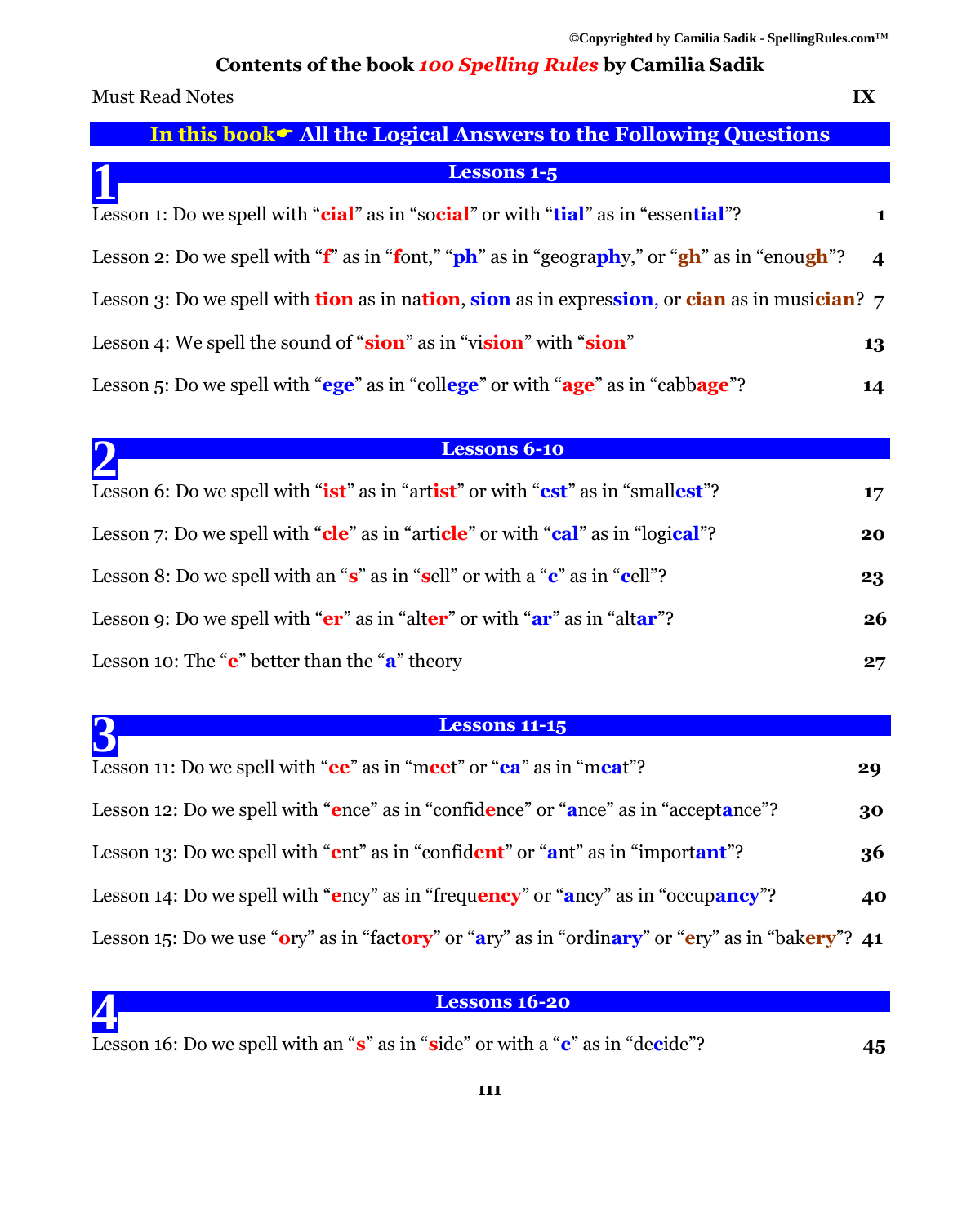©Copyrighted by Camilia Sadik - SpellingRules.com™

# Contents of the book *100 Spelling Rules* by Camilia Sadik

| | |
|---|---|
| Must Read Notes | IX |

## In this book☛ All the Logical Answers to the Following Questions

### 1 Lessons 1-5

| | |
|---|---|
| Lesson 1: Do we spell with “**cial**” as in “so**cial**” or with “**tial**” as in “essen**tial**”? | 1 |
| Lesson 2: Do we spell with “**f**” as in “**f**ont,” “**ph**” as in “geogra**ph**y,” or “**gh**” as in “enou**gh**”? | 4 |
| Lesson 3: Do we spell with **tion** as in na**tion**, **sion** as in expres**sion**, or **cian** as in musi**cian**? | 7 |
| Lesson 4: We spell the sound of “**sion**” as in “vi**sion**” with “**sion**” | 13 |
| Lesson 5: Do we spell with “**ege**” as in “coll**ege**” or with “**age**” as in “cabb**age**”? | 14 |

### 2 Lessons 6-10

| | |
|---|---|
| Lesson 6: Do we spell with “**ist**” as in “art**ist**” or with “**est**” as in “small**est**”? | 17 |
| Lesson 7: Do we spell with “**cle**” as in “arti**cle**” or with “**cal**” as in “logi**cal**”? | 20 |
| Lesson 8: Do we spell with an “**s**” as in “**s**ell” or with a “**c**” as in “**c**ell”? | 23 |
| Lesson 9: Do we spell with “**er**” as in “alt**er**” or with “**ar**” as in “alt**ar**”? | 26 |
| Lesson 10: The “**e**” better than the “**a**” theory | 27 |

### 3 Lessons 11-15

| | |
|---|---|
| Lesson 11: Do we spell with “**ee**” as in “m**ee**t” or “**ea**” as in “m**ea**t”? | 29 |
| Lesson 12: Do we spell with “**e**nce” as in “confid**e**nce” or “**a**nce” as in “accept**a**nce”? | 30 |
| Lesson 13: Do we spell with “**e**nt” as in “confid**ent**” or “**a**nt” as in “import**ant**”? | 36 |
| Lesson 14: Do we spell with “**e**ncy” as in “frequ**ency**” or “**a**ncy” as in “occup**ancy**”? | 40 |
| Lesson 15: Do we use “**o**ry” as in “fact**ory**” or “**a**ry” as in “ordin**ary**” or “**e**ry” as in “bak**ery**”? | 41 |

### 4 Lessons 16-20

| | |
|---|---|
| Lesson 16: Do we spell with an “**s**” as in “**s**ide” or with a “**c**” as in “de**c**ide”? | 45 |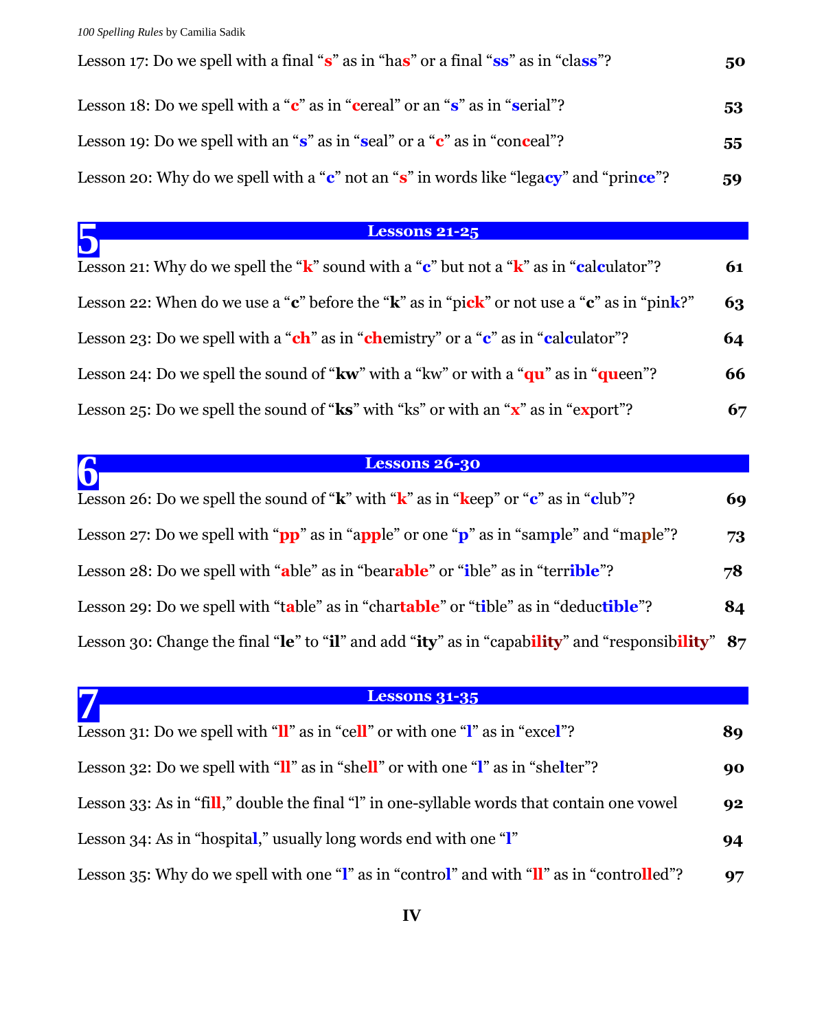Lesson 17: Do we spell with a final "**s**" as in "ha**s**" or a final "**ss**" as in "cla**ss**"? **50**

Lesson 18: Do we spell with a "**c**" as in "**c**ereal" or an "**s**" as in "**s**erial"? **53**

Lesson 19: Do we spell with an "**s**" as in "**s**eal" or a "**c**" as in "con**c**eal"? **55**

Lesson 20: Why do we spell with a "**c**" not an "**s**" in words like "lega**cy**" and "prin**ce**"? **59**

## 5 Lessons 21-25

Lesson 21: Why do we spell the "**k**" sound with a "**c**" but not a "**k**" as in "**c**al**c**ulator"? **61**

Lesson 22: When do we use a "**c**" before the "**k**" as in "pi**ck**" or not use a "**c**" as in "pin**k**?" **63**

Lesson 23: Do we spell with a "**ch**" as in "**ch**emistry" or a "**c**" as in "**c**al**c**ulator"? **64**

Lesson 24: Do we spell the sound of "**kw**" with a "kw" or with a "**qu**" as in "**qu**een"? **66**

Lesson 25: Do we spell the sound of "**ks**" with "ks" or with an "**x**" as in "e**x**port"? **67**

## 6 Lessons 26-30

Lesson 26: Do we spell the sound of "**k**" with "**k**" as in "**k**eep" or "**c**" as in "**c**lub"? **69**

Lesson 27: Do we spell with "**pp**" as in "a**pp**le" or one "**p**" as in "sam**p**le" and "ma**p**le"? **73**

Lesson 28: Do we spell with "**a**ble" as in "bear**able**" or "**i**ble" as in "terr**ible**"? **78**

Lesson 29: Do we spell with "t**a**ble" as in "char**table**" or "t**i**ble" as in "deduc**tible**"? **84**

Lesson 30: Change the final "**le**" to "**il**" and add "**ity**" as in "capab**ility**" and "responsib**ility**" **87**

## 7 Lessons 31-35

Lesson 31: Do we spell with "**ll**" as in "ce**ll**" or with one "**l**" as in "exce**l**"? **89**

Lesson 32: Do we spell with "**ll**" as in "she**ll**" or with one "**l**" as in "she**l**ter"? **90**

Lesson 33: As in "fi**ll**," double the final "l" in one-syllable words that contain one vowel **92**

Lesson 34: As in "hospita**l**," usually long words end with one "**l**" **94**

Lesson 35: Why do we spell with one "**l**" as in "contro**l**" and with "**ll**" as in "contro**ll**ed"? **97**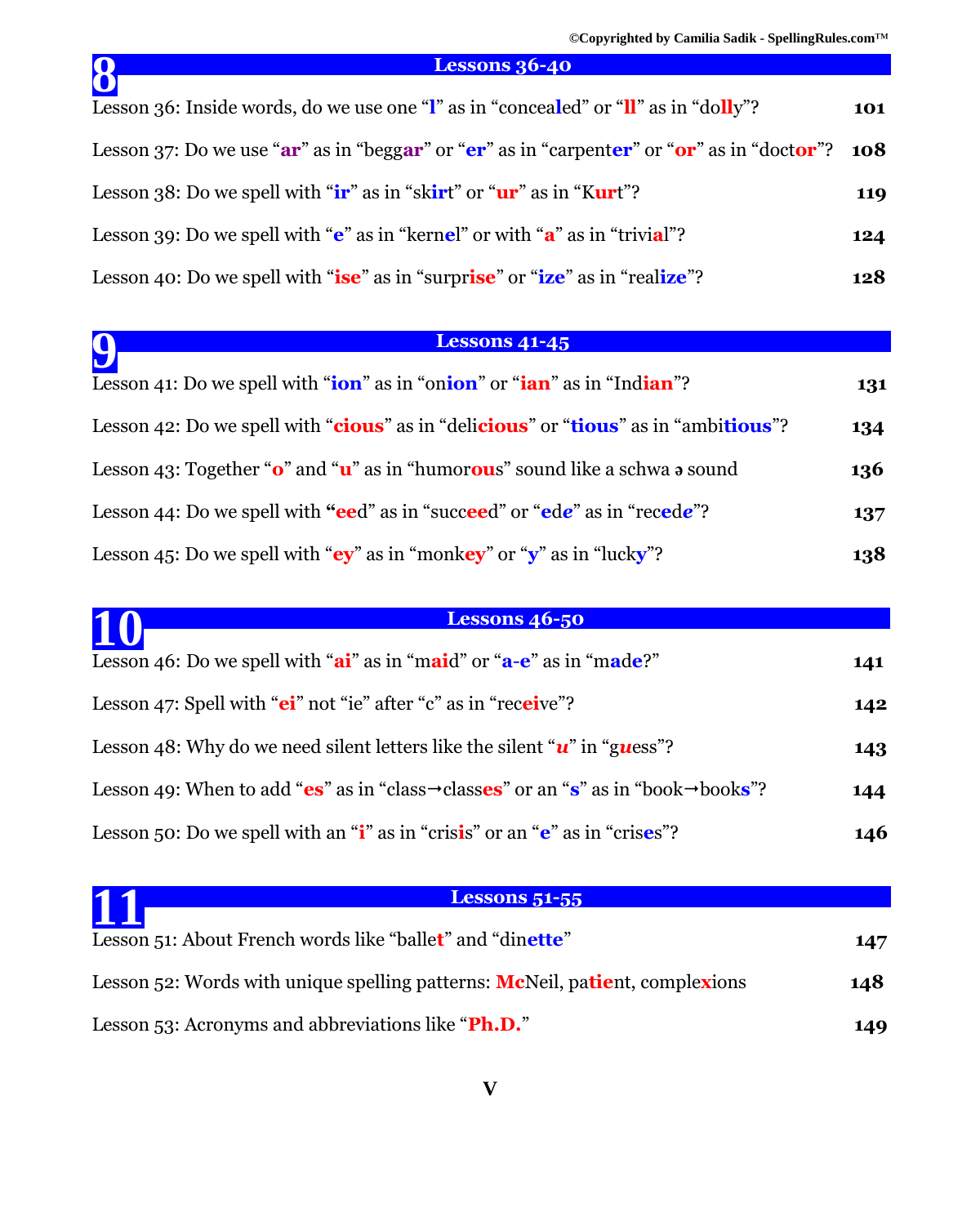## 8 Lessons 36-40

| | |
|---|---|
| Lesson 36: Inside words, do we use one "**l**" as in "concea**l**ed" or "**ll**" as in "do**ll**y"? | **101** |
| Lesson 37: Do we use "**ar**" as in "begg**ar**" or "**er**" as in "carpent**er**" or "**or**" as in "doct**or**"? | **108** |
| Lesson 38: Do we spell with "**ir**" as in "sk**ir**t" or "**ur**" as in "K**ur**t"? | **119** |
| Lesson 39: Do we spell with "**e**" as in "kern**e**l" or with "**a**" as in "trivi**a**l"? | **124** |
| Lesson 40: Do we spell with "**ise**" as in "surpr**ise**" or "**ize**" as in "real**ize**"? | **128** |

## 9 Lessons 41-45

| | |
|---|---|
| Lesson 41: Do we spell with "**ion**" as in "on**ion**" or "**ian**" as in "Ind**ian**"? | **131** |
| Lesson 42: Do we spell with "**cious**" as in "deli**cious**" or "**tious**" as in "ambi**tious**"? | **134** |
| Lesson 43: Together "**o**" and "**u**" as in "humor**ou**s" sound like a schwa ə sound | **136** |
| Lesson 44: Do we spell with **"ee**d" as in "succ**ee**d" or "**e**d***e***" as in "rec**e**d***e***"? | **137** |
| Lesson 45: Do we spell with "**ey**" as in "monk**ey**" or "**y**" as in "luck**y**"? | **138** |

## 10 Lessons 46-50

| | |
|---|---|
| Lesson 46: Do we spell with "**ai**" as in "m**ai**d" or "**a-e**" as in "m**a**d**e**?" | **141** |
| Lesson 47: Spell with "**ei**" not "ie" after "c" as in "rec**ei**ve"? | **142** |
| Lesson 48: Why do we need silent letters like the silent "***u***" in "g***u***ess"? | **143** |
| Lesson 49: When to add "**es**" as in "class→class**es**" or an "**s**" as in "book→book**s**"? | **144** |
| Lesson 50: Do we spell with an "**i**" as in "cris**i**s" or an "**e**" as in "cris**e**s"? | **146** |

## 11 Lessons 51-55

| | |
|---|---|
| Lesson 51: About French words like "balle**t**" and "din**ette**" | **147** |
| Lesson 52: Words with unique spelling patterns: **Mc**Neil, pa**tie**nt, comple**x**ions | **148** |
| Lesson 53: Acronyms and abbreviations like "**Ph.D.**" | **149** |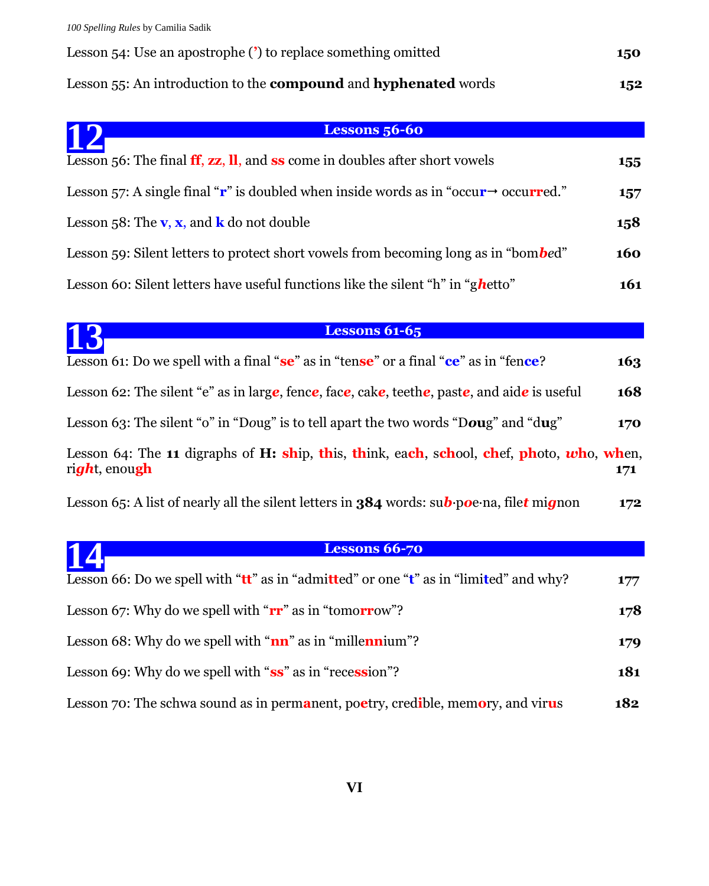Lesson 54: Use an apostrophe (**’**) to replace something omitted 150

Lesson 55: An introduction to the **compound** and **hyphenated** words 152

## 12 Lessons 56-60

Lesson 56: The final **ff**, **zz**, **ll**, and **ss** come in doubles after short vowels 155

Lesson 57: A single final “**r**” is doubled when inside words as in “occu**r**→ occu**rr**ed.” 157

Lesson 58: The **v**, **x**, and **k** do not double 158

Lesson 59: Silent letters to protect short vowels from becoming long as in “bom***b***ed” 160

Lesson 60: Silent letters have useful functions like the silent “h” in “g***h***etto” 161

## 13 Lessons 61-65

Lesson 61: Do we spell with a final “**se**” as in “ten**se**” or a final “**ce**” as in “fen**ce**? 163

Lesson 62: The silent “e” as in larg***e***, fenc***e***, fac***e***, cak***e***, teeth***e***, past***e***, and aid***e*** is useful 168

Lesson 63: The silent “o” in “D*o*ug” is to tell apart the two words “D***ou***g” and “d**u**g” 170

Lesson 64: The **11** digraphs of **H:** **sh**ip, **th**is, **th**ink, ea**ch**, s**ch**ool, **ch**ef, **ph**oto, ***w*h**o, **wh**en, ri***gh***t, enou**gh** 171

Lesson 65: A list of nearly all the silent letters in **384** words: su***b***·p***o***e·na, file***t*** mi***g***non 172

## 14 Lessons 66-70

Lesson 66: Do we spell with “**tt**” as in “admi**tt**ed” or one “**t**” as in “limi**t**ed” and why? 177

Lesson 67: Why do we spell with “**rr**” as in “tomo**rr**ow”? 178

Lesson 68: Why do we spell with “**nn**” as in “mille**nn**ium”? 179

Lesson 69: Why do we spell with “**ss**” as in “rece**ss**ion”? 181

Lesson 70: The schwa sound as in perm**a**nent, po**e**try, cred**i**ble, mem**o**ry, and vir**u**s 182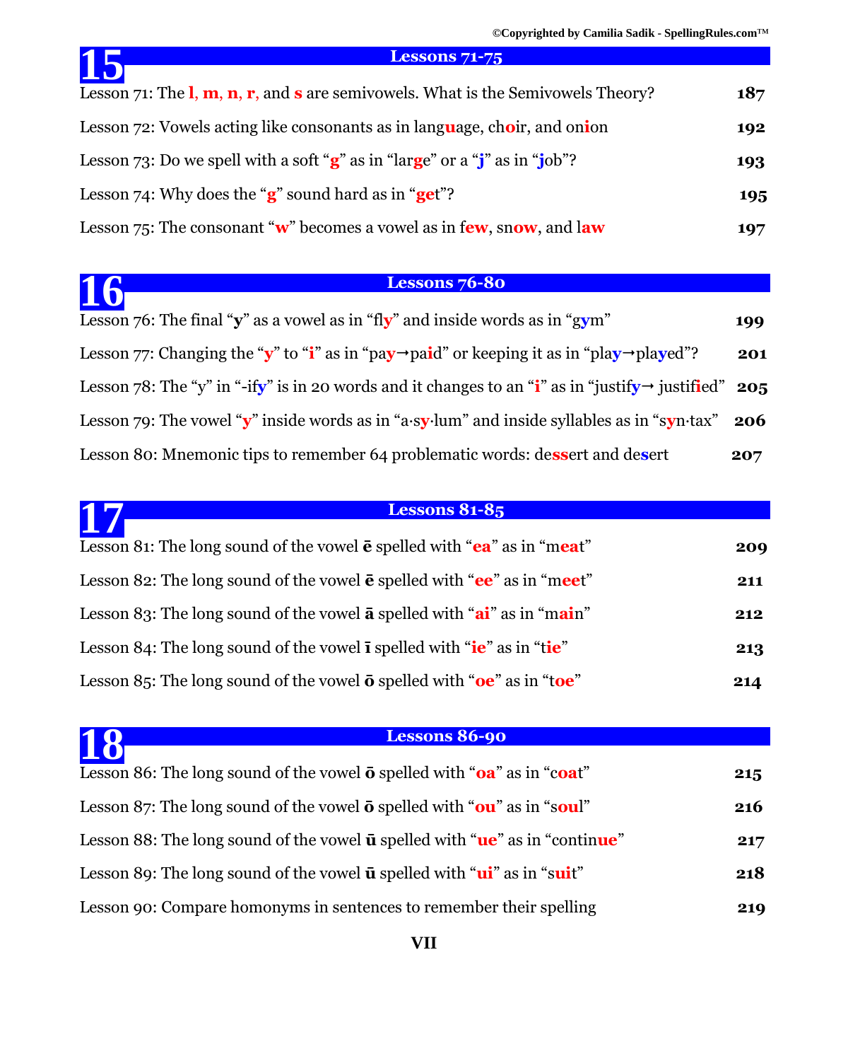## 15 Lessons 71-75

| Lesson | Page |
|---|---|
| Lesson 71: The **l**, **m**, **n**, **r**, and **s** are semivowels. What is the Semivowels Theory? | **187** |
| Lesson 72: Vowels acting like consonants as in lang**u**age, ch**o**ir, and on**i**on | **192** |
| Lesson 73: Do we spell with a soft "**g**" as in "lar**g**e" or a "**j**" as in "**j**ob"? | **193** |
| Lesson 74: Why does the "**g**" sound hard as in "**ge**t"? | **195** |
| Lesson 75: The consonant "**w**" becomes a vowel as in f**ew**, sn**ow**, and l**aw** | **197** |

## 16 Lessons 76-80

| Lesson | Page |
|---|---|
| Lesson 76: The final "**y**" as a vowel as in "fl**y**" and inside words as in "g**y**m" | **199** |
| Lesson 77: Changing the "**y**" to "**i**" as in "pa**y**→pa**i**d" or keeping it as in "pla**y**→pla**y**ed"? | **201** |
| Lesson 78: The "y" in "-if**y**" is in 20 words and it changes to an "**i**" as in "justif**y**→ justif**i**ed" | **205** |
| Lesson 79: The vowel "**y**" inside words as in "a·s**y**·lum" and inside syllables as in "s**y**n·tax" | **206** |
| Lesson 80: Mnemonic tips to remember 64 problematic words: de**ss**ert and de**s**ert | **207** |

## 17 Lessons 81-85

| Lesson | Page |
|---|---|
| Lesson 81: The long sound of the vowel **ē** spelled with "**ea**" as in "m**ea**t" | **209** |
| Lesson 82: The long sound of the vowel **ē** spelled with "**ee**" as in "m**ee**t" | **211** |
| Lesson 83: The long sound of the vowel **ā** spelled with "**ai**" as in "m**ai**n" | **212** |
| Lesson 84: The long sound of the vowel **ī** spelled with "**ie**" as in "t**ie**" | **213** |
| Lesson 85: The long sound of the vowel **ō** spelled with "**oe**" as in "t**oe**" | **214** |

## 18 Lessons 86-90

| Lesson | Page |
|---|---|
| Lesson 86: The long sound of the vowel **ō** spelled with "**oa**" as in "c**oa**t" | **215** |
| Lesson 87: The long sound of the vowel **ō** spelled with "**ou**" as in "s**ou**l" | **216** |
| Lesson 88: The long sound of the vowel **ū** spelled with "**ue**" as in "contin**ue**" | **217** |
| Lesson 89: The long sound of the vowel **ū** spelled with "**ui**" as in "s**ui**t" | **218** |
| Lesson 90: Compare homonyms in sentences to remember their spelling | **219** |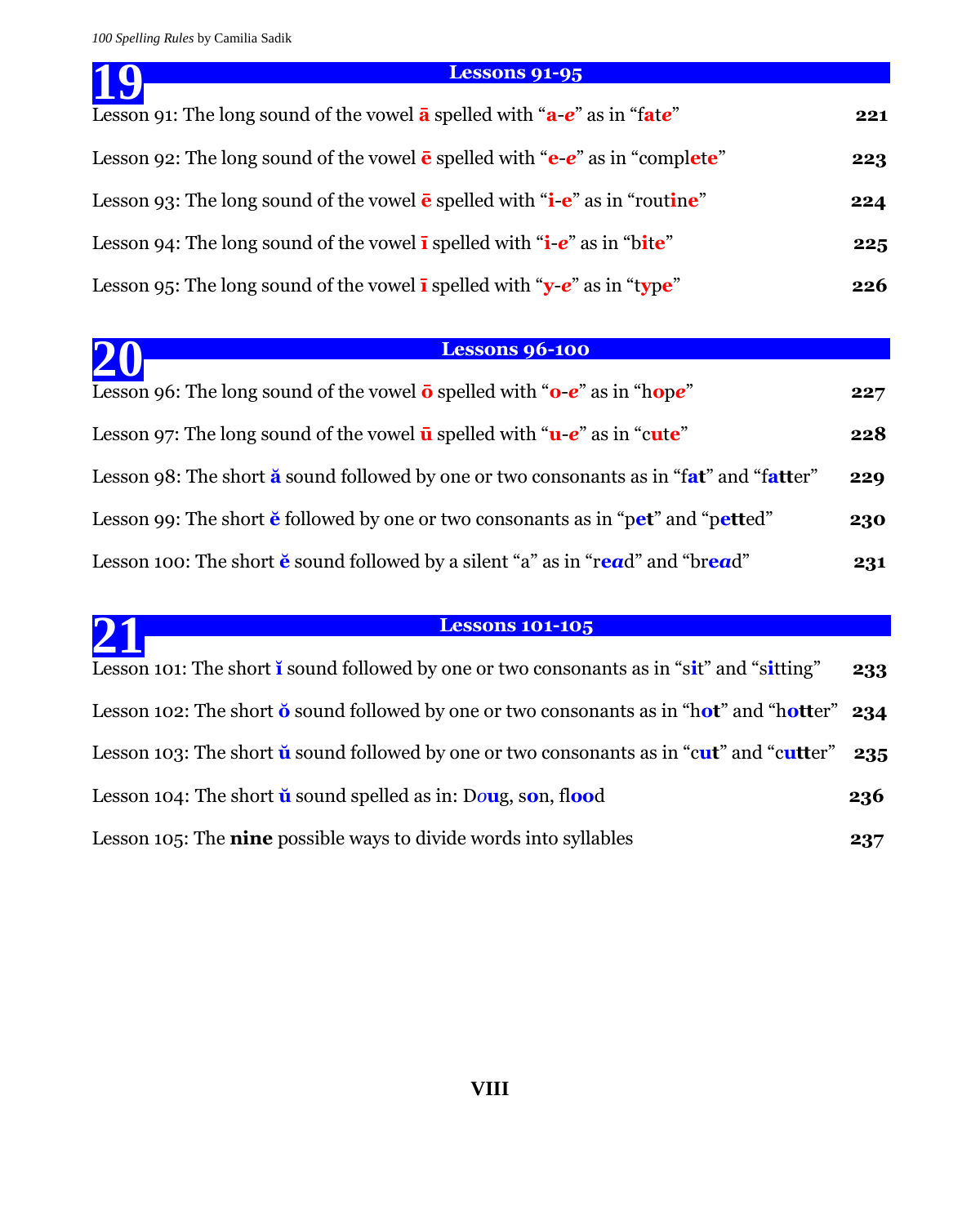## 19 Lessons 91-95

| | |
|---|---|
| Lesson 91: The long sound of the vowel **ā** spelled with "**a**-***e***" as in "f**a**t***e***" | **221** |
| Lesson 92: The long sound of the vowel **ē** spelled with "**e**-***e***" as in "compl**e**t**e**" | **223** |
| Lesson 93: The long sound of the vowel **ē** spelled with "**i**-**e**" as in "rout**ine**" | **224** |
| Lesson 94: The long sound of the vowel **ī** spelled with "**i**-***e***" as in "b**i**t**e**" | **225** |
| Lesson 95: The long sound of the vowel **ī** spelled with "**y**-***e***" as in "t**y**p**e**" | **226** |

## 20 Lessons 96-100

| | |
|---|---|
| Lesson 96: The long sound of the vowel **ō** spelled with "**o**-***e***" as in "h**o**p***e***" | **227** |
| Lesson 97: The long sound of the vowel **ū** spelled with "**u**-***e***" as in "c**u**t**e**" | **228** |
| Lesson 98: The short **ă** sound followed by one or two consonants as in "f**at**" and "f**att**er" | **229** |
| Lesson 99: The short **ĕ** followed by one or two consonants as in "p**et**" and "p**ett**ed" | **230** |
| Lesson 100: The short **ĕ** sound followed by a silent "a" as in "r**e*a***d" and "br**e*a***d" | **231** |

## 21 Lessons 101-105

| | |
|---|---|
| Lesson 101: The short **ĭ** sound followed by one or two consonants as in "s**it**" and "s**itt**ing" | **233** |
| Lesson 102: The short **ŏ** sound followed by one or two consonants as in "h**ot**" and "h**ott**er" | **234** |
| Lesson 103: The short **ŭ** sound followed by one or two consonants as in "c**ut**" and "c**utt**er" | **235** |
| Lesson 104: The short **ŭ** sound spelled as in: D***o*****u**g, s**o**n, fl**oo**d | **236** |
| Lesson 105: The **nine** possible ways to divide words into syllables | **237** |